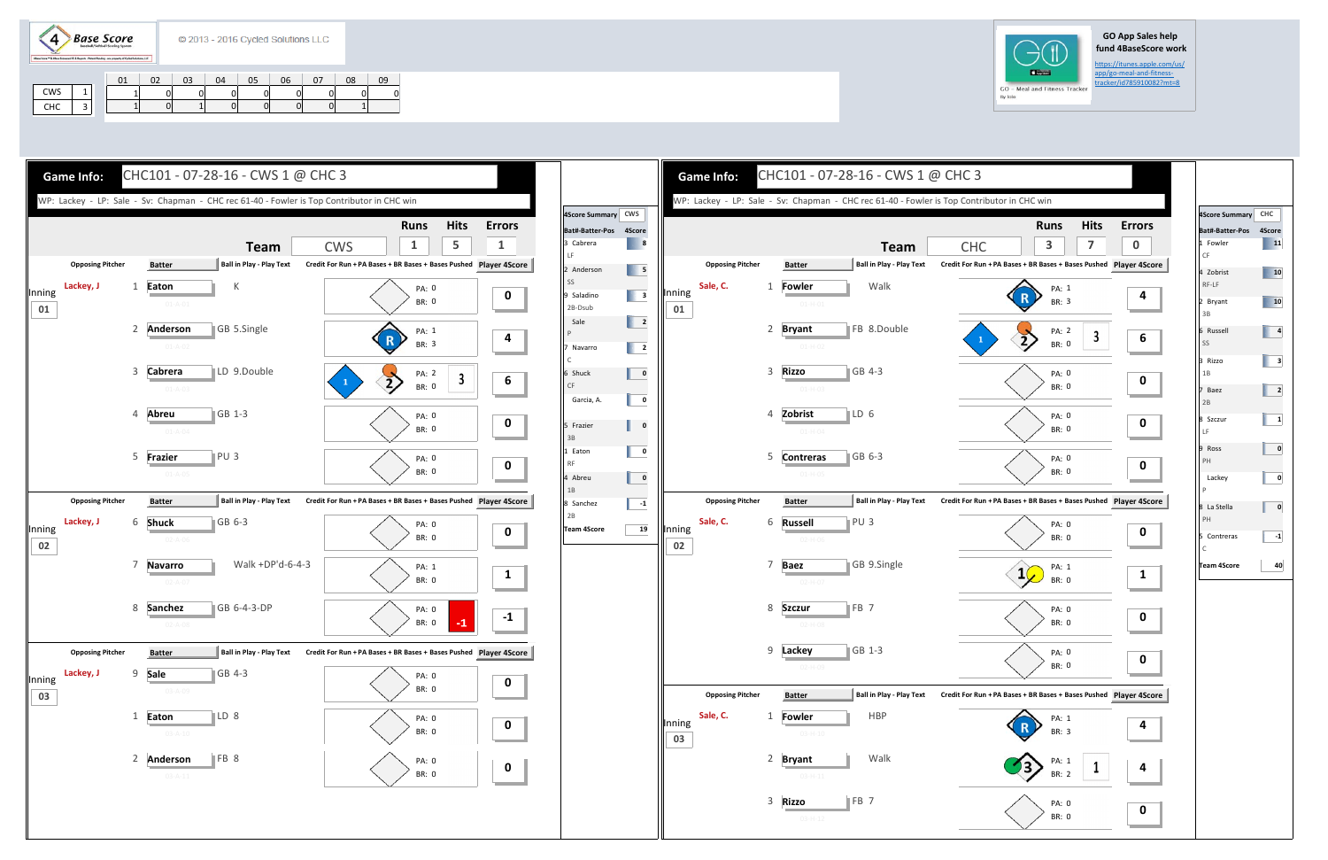4 Base Score

© 2013 - 2016 Cycled Solutions LLC

| | | 01 | 02 | 03 | 04 | 05 | 06 | 07 | 08 | 09 |
|---|---|---|---|---|---|---|---|---|---|---|
| CWS | 1 | 1 | 0 | 0 | 0 | 0 | 0 | 0 | 0 | 0 |
| CHC | 3 | 1 | 0 | 1 | 0 | 0 | 0 | 0 | 1 | |

GO App Sales help fund 4BaseScore work

https://itunes.apple.com/us/app/go-meal-and-fitness-tracker/id785910082?mt=8

GO - Meal and Fitness Tracker

## Game Info: CHC101 - 07-28-16 - CWS 1 @ CHC 3

WP: Lackey - LP: Sale - Sv: Chapman - CHC rec 61-40 - Fowler is Top Contributor in CHC win

| Team | Runs | Hits | Errors |
|---|---|---|---|
| CWS | 1 | 5 | 1 |

| Inning | Opposing Pitcher | # | Batter | Ball in Play - Play Text | PA | BR | Credit | Player 4Score |
|---|---|---|---|---|---|---|---|---|
| 01 | Lackey, J | 1 | Eaton | K | 0 | 0 | | 0 |
| | | 2 | Anderson | GB 5.Single | 1 | 3 | | 4 |
| | | 3 | Cabrera | LD 9.Double | 2 | 0 | 3 | 6 |
| | | 4 | Abreu | GB 1-3 | 0 | 0 | | 0 |
| | | 5 | Frazier | PU 3 | 0 | 0 | | 0 |
| 02 | Lackey, J | 6 | Shuck | GB 6-3 | 0 | 0 | | 0 |
| | | 7 | Navarro | Walk +DP'd-6-4-3 | 1 | 0 | | 1 |
| | | 8 | Sanchez | GB 6-4-3-DP | 0 | 0 | -1 | -1 |
| 03 | Lackey, J | 9 | Sale | GB 4-3 | 0 | 0 | | 0 |
| | | 1 | Eaton | LD 8 | 0 | 0 | | 0 |
| | | 2 | Anderson | FB 8 | 0 | 0 | | 0 |

### 4Score Summary CWS

| Bat#-Batter-Pos | 4Score |
|---|---|
| 3 Cabrera LF | 8 |
| 2 Anderson SS | 5 |
| 9 Saladino 2B-Dsub | 3 |
| Sale P | 2 |
| 7 Navarro C | 2 |
| 6 Shuck CF | 0 |
| Garcia, A. | 0 |
| 5 Frazier 3B | 0 |
| 1 Eaton RF | 0 |
| 4 Abreu 1B | 0 |
| 8 Sanchez 2B | -1 |
| Team 4Score | 19 |

## Game Info: CHC101 - 07-28-16 - CWS 1 @ CHC 3

WP: Lackey - LP: Sale - Sv: Chapman - CHC rec 61-40 - Fowler is Top Contributor in CHC win

| Team | Runs | Hits | Errors |
|---|---|---|---|
| CHC | 3 | 7 | 0 |

| Inning | Opposing Pitcher | # | Batter | Ball in Play - Play Text | PA | BR | Credit | Player 4Score |
|---|---|---|---|---|---|---|---|---|
| 01 | Sale, C. | 1 | Fowler | Walk | 1 | 3 | | 4 |
| | | 2 | Bryant | FB 8.Double | 2 | 0 | 3 | 6 |
| | | 3 | Rizzo | GB 4-3 | 0 | 0 | | 0 |
| | | 4 | Zobrist | LD 6 | 0 | 0 | | 0 |
| | | 5 | Contreras | GB 6-3 | 0 | 0 | | 0 |
| 02 | Sale, C. | 6 | Russell | PU 3 | 0 | 0 | | 0 |
| | | 7 | Baez | GB 9.Single | 1 | 0 | | 1 |
| | | 8 | Szczur | FB 7 | 0 | 0 | | 0 |
| | | 9 | Lackey | GB 1-3 | 0 | 0 | | 0 |
| 03 | Sale, C. | 1 | Fowler | HBP | 1 | 3 | | 4 |
| | | 2 | Bryant | Walk | 1 | 2 | 1 | 4 |
| | | 3 | Rizzo | FB 7 | 0 | 0 | | 0 |

### 4Score Summary CHC

| Bat#-Batter-Pos | 4Score |
|---|---|
| 1 Fowler CF | 11 |
| 4 Zobrist RF-LF | 10 |
| 2 Bryant 3B | 10 |
| 6 Russell SS | 4 |
| 3 Rizzo 1B | 3 |
| 7 Baez 2B | 2 |
| 8 Szczur LF | 1 |
| 9 Ross PH | 0 |
| Lackey P | 0 |
| 8 La Stella PH | 0 |
| 5 Contreras C | -1 |
| Team 4Score | 40 |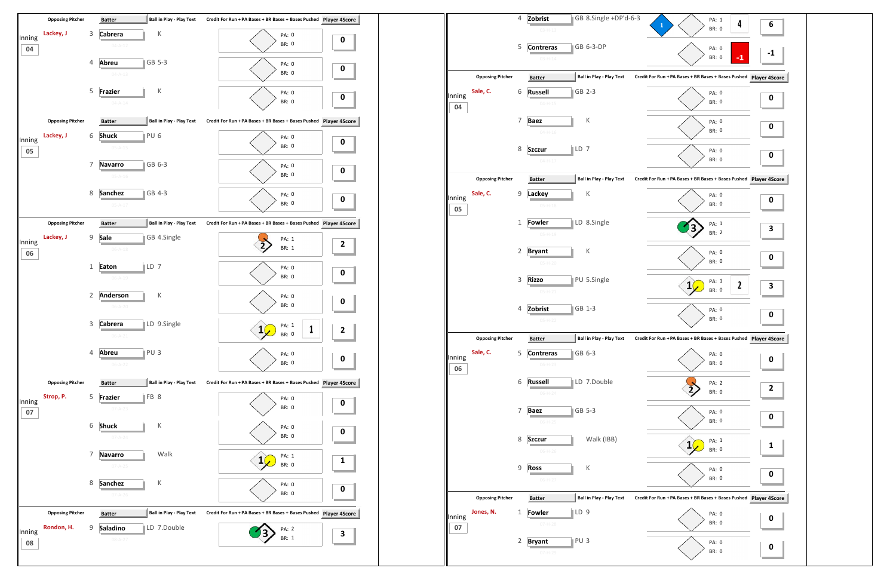| Inning | Opposing Pitcher | # | Batter | Ball in Play - Play Text | PA | BR | Bases Pushed | Player 4Score |
|---|---|---|---|---|---|---|---|---|
| 04 | Lackey, J | 3 | Cabrera | K | 0 | 0 | | 0 |
| | | 4 | Abreu | GB 5-3 | 0 | 0 | | 0 |
| | | 5 | Frazier | K | 0 | 0 | | 0 |
| 05 | Lackey, J | 6 | Shuck | PU 6 | 0 | 0 | | 0 |
| | | 7 | Navarro | GB 6-3 | 0 | 0 | | 0 |
| | | 8 | Sanchez | GB 4-3 | 0 | 0 | | 0 |
| 06 | Lackey, J | 9 | Sale | GB 4.Single | 1 | 1 | | 2 |
| | | 1 | Eaton | LD 7 | 0 | 0 | | 0 |
| | | 2 | Anderson | K | 0 | 0 | | 0 |
| | | 3 | Cabrera | LD 9.Single | 1 | 0 | 1 | 2 |
| | | 4 | Abreu | PU 3 | 0 | 0 | | 0 |
| 07 | Strop, P. | 5 | Frazier | FB 8 | 0 | 0 | | 0 |
| | | 6 | Shuck | K | 0 | 0 | | 0 |
| | | 7 | Navarro | Walk | 1 | 0 | | 1 |
| | | 8 | Sanchez | K | 0 | 0 | | 0 |
| 08 | Rondon, H. | 9 | Saladino | LD 7.Double | 2 | 1 | | 3 |

| Inning | Opposing Pitcher | # | Batter | Ball in Play - Play Text | PA | BR | Bases Pushed | Player 4Score |
|---|---|---|---|---|---|---|---|---|
| | | 4 | Zobrist | GB 8.Single +DP'd-6-3 | 1 | 0 | 4 | 6 |
| | | 5 | Contreras | GB 6-3-DP | 0 | 0 | -1 | -1 |
| 04 | Sale, C. | 6 | Russell | GB 2-3 | 0 | 0 | | 0 |
| | | 7 | Baez | K | 0 | 0 | | 0 |
| | | 8 | Szczur | LD 7 | 0 | 0 | | 0 |
| 05 | Sale, C. | 9 | Lackey | K | 0 | 0 | | 0 |
| | | 1 | Fowler | LD 8.Single | 1 | 2 | | 3 |
| | | 2 | Bryant | K | 0 | 0 | | 0 |
| | | 3 | Rizzo | PU 5.Single | 1 | 0 | 2 | 3 |
| | | 4 | Zobrist | GB 1-3 | 0 | 0 | | 0 |
| 06 | Sale, C. | 5 | Contreras | GB 6-3 | 0 | 0 | | 0 |
| | | 6 | Russell | LD 7.Double | 2 | 0 | | 2 |
| | | 7 | Baez | GB 5-3 | 0 | 0 | | 0 |
| | | 8 | Szczur | Walk (IBB) | 1 | 0 | | 1 |
| | | 9 | Ross | K | 0 | 0 | | 0 |
| 07 | Jones, N. | 1 | Fowler | LD 9 | 0 | 0 | | 0 |
| | | 2 | Bryant | PU 3 | 0 | 0 | | 0 |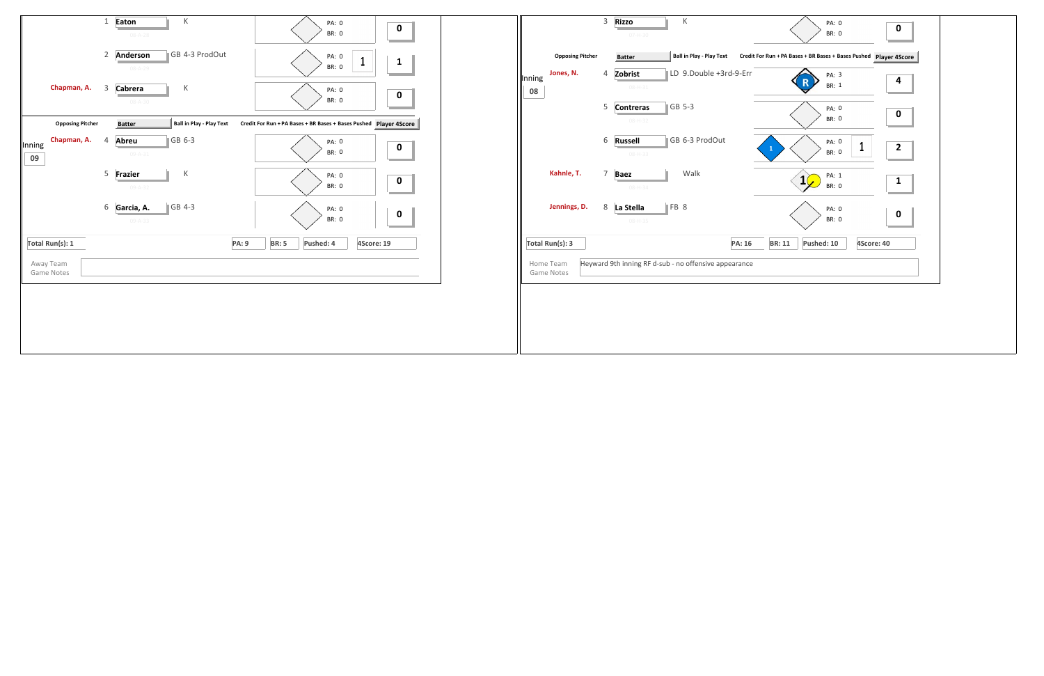## Away Team — Inning 09

| Opposing Pitcher | # | Batter | Ball in Play - Play Text | PA | BR | Credit For Run + PA Bases + BR Bases + Bases Pushed | Player 4Score |
|---|---|---|---|---|---|---|---|
| | 1 | Eaton | K | 0 | 0 | | 0 |
| | 2 | Anderson | GB 4-3 ProdOut | 0 | 0 | 1 | 1 |
| Chapman, A. | 3 | Cabrera | K | 0 | 0 | | 0 |
| Chapman, A. | 4 | Abreu | GB 6-3 | 0 | 0 | | 0 |
| | 5 | Frazier | K | 0 | 0 | | 0 |
| | 6 | Garcia, A. | GB 4-3 | 0 | 0 | | 0 |

Total Run(s): 1 | PA: 9 | BR: 5 | Pushed: 4 | 4Score: 19

Away Team Game Notes

## Home Team — Inning 08

| Opposing Pitcher | # | Batter | Ball in Play - Play Text | PA | BR | Credit For Run + PA Bases + BR Bases + Bases Pushed | Player 4Score |
|---|---|---|---|---|---|---|---|
| | 3 | Rizzo | K | 0 | 0 | | 0 |
| Jones, N. | 4 | Zobrist | LD 9.Double +3rd-9-Err | 3 | 1 | R | 4 |
| | 5 | Contreras | GB 5-3 | 0 | 0 | | 0 |
| | 6 | Russell | GB 6-3 ProdOut | 0 | 0 | 1 | 2 |
| Kahnle, T. | 7 | Baez | Walk | 1 | 0 | 1 | 1 |
| Jennings, D. | 8 | La Stella | FB 8 | 0 | 0 | | 0 |

Total Run(s): 3 | PA: 16 | BR: 11 | Pushed: 10 | 4Score: 40

Home Team Game Notes: Heyward 9th inning RF d-sub - no offensive appearance